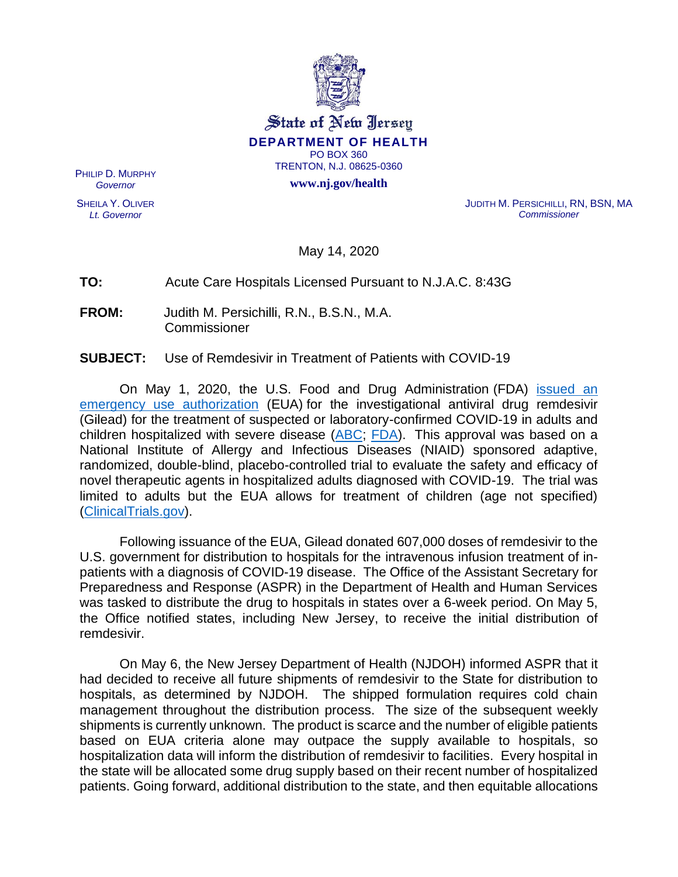State of New Jersey

**DEPARTMENT OF HEALTH**

PO BOX 360
TRENTON, N.J. 08625-0360

**www.nj.gov/health**

PHILIP D. MURPHY
*Governor*

SHEILA Y. OLIVER
*Lt. Governor*

JUDITH M. PERSICHILLI, RN, BSN, MA
*Commissioner*

May 14, 2020

**TO:** Acute Care Hospitals Licensed Pursuant to N.J.A.C. 8:43G

**FROM:** Judith M. Persichilli, R.N., B.S.N., M.A.
Commissioner

**SUBJECT:** Use of Remdesivir in Treatment of Patients with COVID-19

On May 1, 2020, the U.S. Food and Drug Administration (FDA) issued an emergency use authorization (EUA) for the investigational antiviral drug remdesivir (Gilead) for the treatment of suspected or laboratory-confirmed COVID-19 in adults and children hospitalized with severe disease (ABC; FDA). This approval was based on a National Institute of Allergy and Infectious Diseases (NIAID) sponsored adaptive, randomized, double-blind, placebo-controlled trial to evaluate the safety and efficacy of novel therapeutic agents in hospitalized adults diagnosed with COVID-19. The trial was limited to adults but the EUA allows for treatment of children (age not specified) (ClinicalTrials.gov).

Following issuance of the EUA, Gilead donated 607,000 doses of remdesivir to the U.S. government for distribution to hospitals for the intravenous infusion treatment of in-patients with a diagnosis of COVID-19 disease. The Office of the Assistant Secretary for Preparedness and Response (ASPR) in the Department of Health and Human Services was tasked to distribute the drug to hospitals in states over a 6-week period. On May 5, the Office notified states, including New Jersey, to receive the initial distribution of remdesivir.

On May 6, the New Jersey Department of Health (NJDOH) informed ASPR that it had decided to receive all future shipments of remdesivir to the State for distribution to hospitals, as determined by NJDOH. The shipped formulation requires cold chain management throughout the distribution process. The size of the subsequent weekly shipments is currently unknown. The product is scarce and the number of eligible patients based on EUA criteria alone may outpace the supply available to hospitals, so hospitalization data will inform the distribution of remdesivir to facilities. Every hospital in the state will be allocated some drug supply based on their recent number of hospitalized patients. Going forward, additional distribution to the state, and then equitable allocations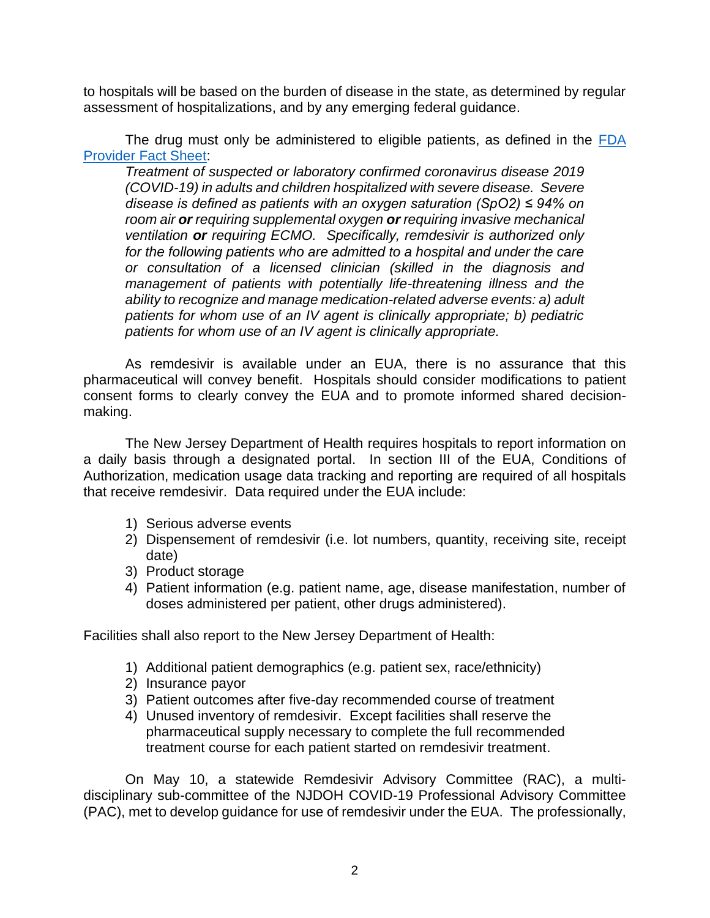to hospitals will be based on the burden of disease in the state, as determined by regular assessment of hospitalizations, and by any emerging federal guidance.

The drug must only be administered to eligible patients, as defined in the [FDA Provider Fact Sheet](FDA Provider Fact Sheet):

> *Treatment of suspected or laboratory confirmed coronavirus disease 2019 (COVID-19) in adults and children hospitalized with severe disease. Severe disease is defined as patients with an oxygen saturation (SpO2) ≤ 94% on room air **or** requiring supplemental oxygen **or** requiring invasive mechanical ventilation **or** requiring ECMO. Specifically, remdesivir is authorized only for the following patients who are admitted to a hospital and under the care or consultation of a licensed clinician (skilled in the diagnosis and management of patients with potentially life-threatening illness and the ability to recognize and manage medication-related adverse events: a) adult patients for whom use of an IV agent is clinically appropriate; b) pediatric patients for whom use of an IV agent is clinically appropriate.*

As remdesivir is available under an EUA, there is no assurance that this pharmaceutical will convey benefit. Hospitals should consider modifications to patient consent forms to clearly convey the EUA and to promote informed shared decision-making.

The New Jersey Department of Health requires hospitals to report information on a daily basis through a designated portal. In section III of the EUA, Conditions of Authorization, medication usage data tracking and reporting are required of all hospitals that receive remdesivir. Data required under the EUA include:

1) Serious adverse events
2) Dispensement of remdesivir (i.e. lot numbers, quantity, receiving site, receipt date)
3) Product storage
4) Patient information (e.g. patient name, age, disease manifestation, number of doses administered per patient, other drugs administered).

Facilities shall also report to the New Jersey Department of Health:

1) Additional patient demographics (e.g. patient sex, race/ethnicity)
2) Insurance payor
3) Patient outcomes after five-day recommended course of treatment
4) Unused inventory of remdesivir. Except facilities shall reserve the pharmaceutical supply necessary to complete the full recommended treatment course for each patient started on remdesivir treatment.

On May 10, a statewide Remdesivir Advisory Committee (RAC), a multi-disciplinary sub-committee of the NJDOH COVID-19 Professional Advisory Committee (PAC), met to develop guidance for use of remdesivir under the EUA. The professionally,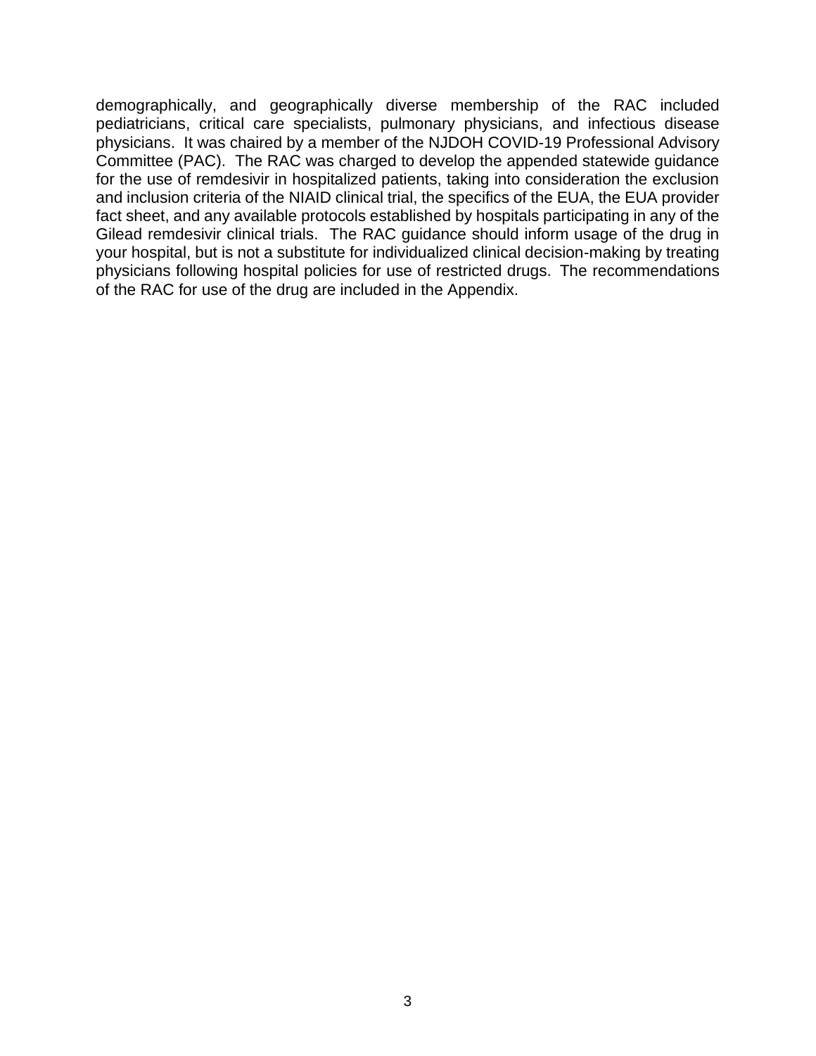demographically, and geographically diverse membership of the RAC included pediatricians, critical care specialists, pulmonary physicians, and infectious disease physicians. It was chaired by a member of the NJDOH COVID-19 Professional Advisory Committee (PAC). The RAC was charged to develop the appended statewide guidance for the use of remdesivir in hospitalized patients, taking into consideration the exclusion and inclusion criteria of the NIAID clinical trial, the specifics of the EUA, the EUA provider fact sheet, and any available protocols established by hospitals participating in any of the Gilead remdesivir clinical trials. The RAC guidance should inform usage of the drug in your hospital, but is not a substitute for individualized clinical decision-making by treating physicians following hospital policies for use of restricted drugs. The recommendations of the RAC for use of the drug are included in the Appendix.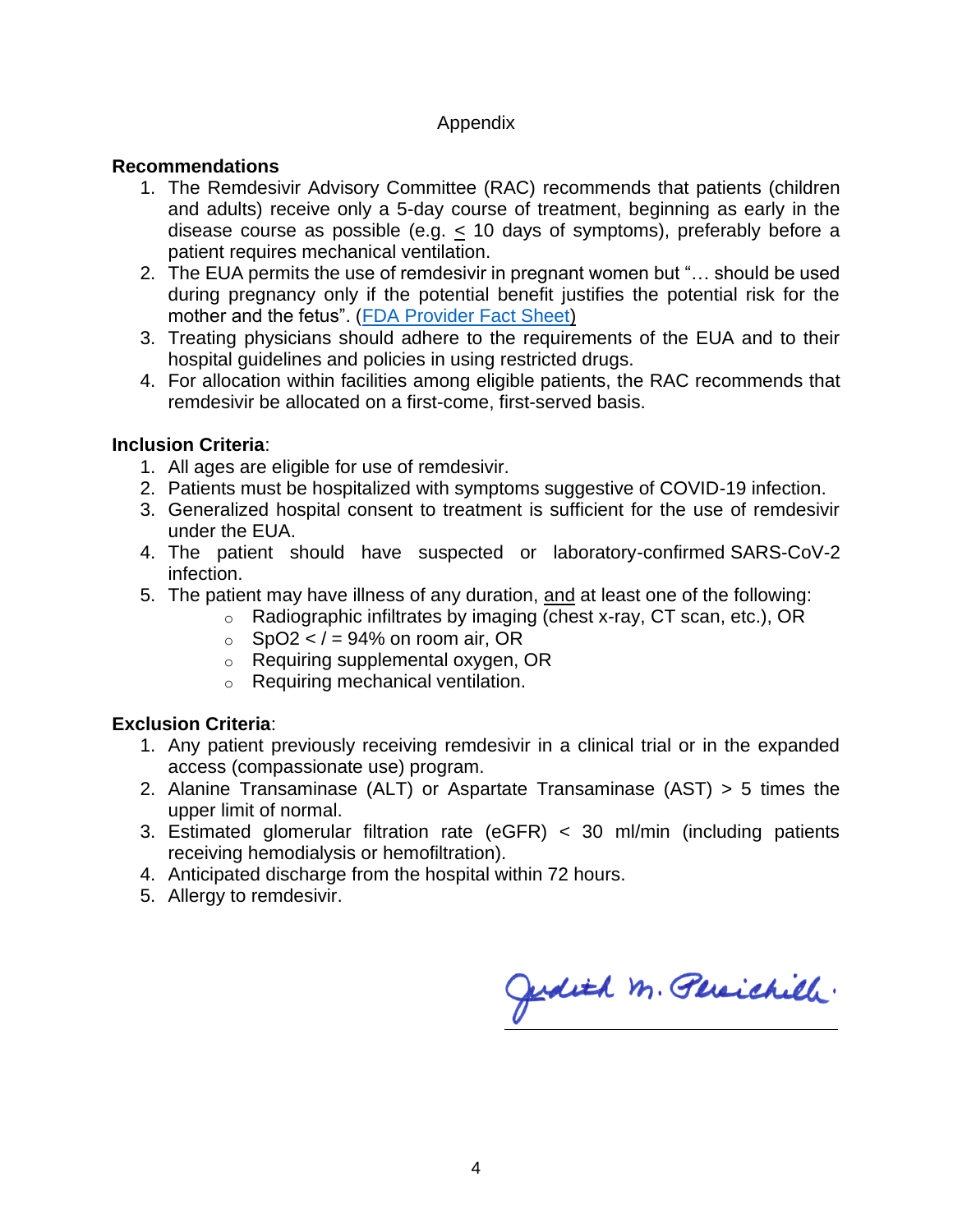Appendix

**Recommendations**

1. The Remdesivir Advisory Committee (RAC) recommends that patients (children and adults) receive only a 5-day course of treatment, beginning as early in the disease course as possible (e.g. ≤ 10 days of symptoms), preferably before a patient requires mechanical ventilation.
2. The EUA permits the use of remdesivir in pregnant women but "… should be used during pregnancy only if the potential benefit justifies the potential risk for the mother and the fetus". (FDA Provider Fact Sheet)
3. Treating physicians should adhere to the requirements of the EUA and to their hospital guidelines and policies in using restricted drugs.
4. For allocation within facilities among eligible patients, the RAC recommends that remdesivir be allocated on a first-come, first-served basis.

**Inclusion Criteria**:

1. All ages are eligible for use of remdesivir.
2. Patients must be hospitalized with symptoms suggestive of COVID-19 infection.
3. Generalized hospital consent to treatment is sufficient for the use of remdesivir under the EUA.
4. The patient should have suspected or laboratory-confirmed SARS-CoV-2 infection.
5. The patient may have illness of any duration, <u>and</u> at least one of the following:
   - Radiographic infiltrates by imaging (chest x-ray, CT scan, etc.), OR
   - SpO2 < / = 94% on room air, OR
   - Requiring supplemental oxygen, OR
   - Requiring mechanical ventilation.

**Exclusion Criteria**:

1. Any patient previously receiving remdesivir in a clinical trial or in the expanded access (compassionate use) program.
2. Alanine Transaminase (ALT) or Aspartate Transaminase (AST) > 5 times the upper limit of normal.
3. Estimated glomerular filtration rate (eGFR) < 30 ml/min (including patients receiving hemodialysis or hemofiltration).
4. Anticipated discharge from the hospital within 72 hours.
5. Allergy to remdesivir.

Judith M. Persichilli